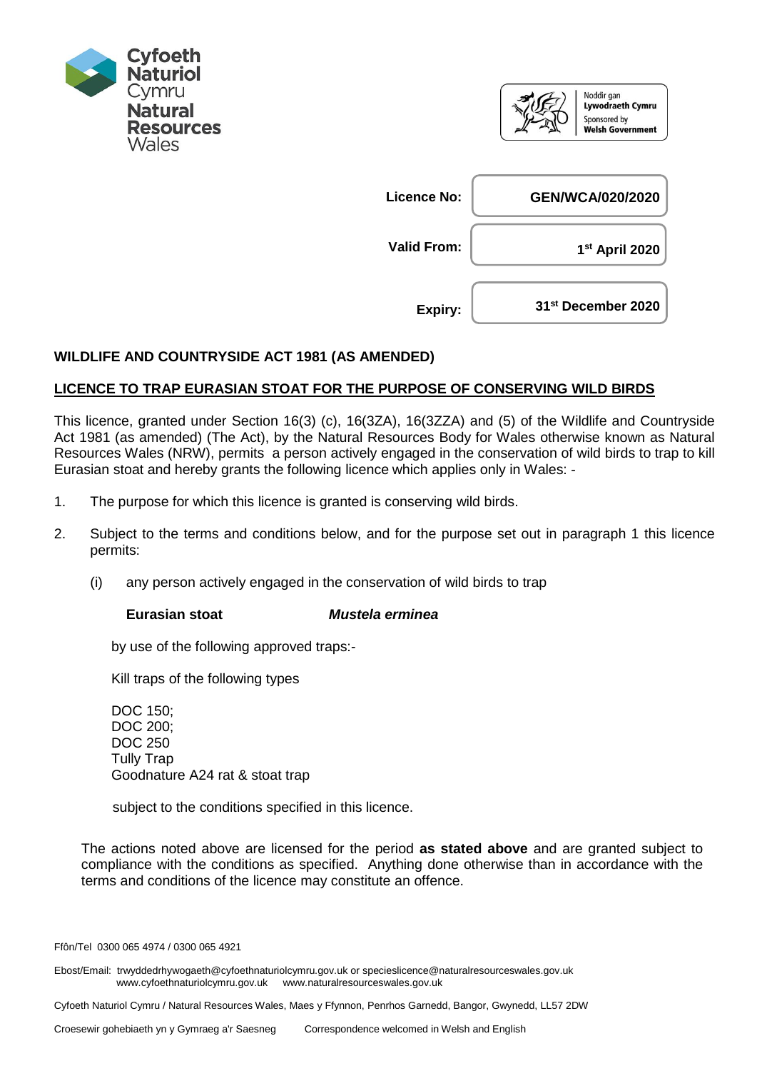Cyfoeth Naturiol Cymru
Natural Resources Wales

Noddir gan **Lywodraeth Cymru**
Sponsored by **Welsh Government**

| | |
|---|---|
| **Licence No:** | **GEN/WCA/020/2020** |
| **Valid From:** | **1st April 2020** |
| **Expiry:** | **31st December 2020** |

**WILDLIFE AND COUNTRYSIDE ACT 1981 (AS AMENDED)**

**LICENCE TO TRAP EURASIAN STOAT FOR THE PURPOSE OF CONSERVING WILD BIRDS**

This licence, granted under Section 16(3) (c), 16(3ZA), 16(3ZZA) and (5) of the Wildlife and Countryside Act 1981 (as amended) (The Act), by the Natural Resources Body for Wales otherwise known as Natural Resources Wales (NRW), permits a person actively engaged in the conservation of wild birds to trap to kill Eurasian stoat and hereby grants the following licence which applies only in Wales: -

1. The purpose for which this licence is granted is conserving wild birds.

2. Subject to the terms and conditions below, and for the purpose set out in paragraph 1 this licence permits:

   (i) any person actively engaged in the conservation of wild birds to trap

   **Eurasian stoat** ***Mustela erminea***

   by use of the following approved traps:-

   Kill traps of the following types

   DOC 150;
   DOC 200;
   DOC 250
   Tully Trap
   Goodnature A24 rat & stoat trap

   subject to the conditions specified in this licence.

The actions noted above are licensed for the period **as stated above** and are granted subject to compliance with the conditions as specified. Anything done otherwise than in accordance with the terms and conditions of the licence may constitute an offence.

Ffôn/Tel 0300 065 4974 / 0300 065 4921

Ebost/Email: trwyddedrhywogaeth@cyfoethnaturiolcymru.gov.uk or specieslicence@naturalresourceswales.gov.uk
www.cyfoethnaturiolcymru.gov.uk www.naturalresourceswales.gov.uk

Cyfoeth Naturiol Cymru / Natural Resources Wales, Maes y Ffynnon, Penrhos Garnedd, Bangor, Gwynedd, LL57 2DW

Croesewir gohebiaeth yn y Gymraeg a'r Saesneg Correspondence welcomed in Welsh and English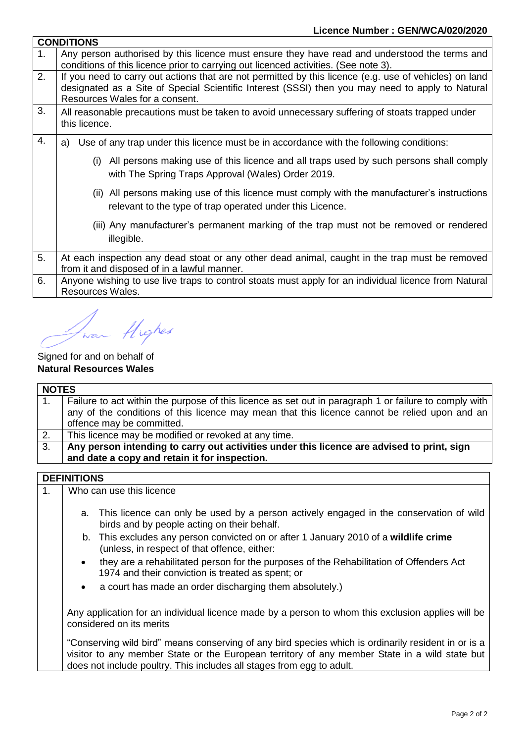**Licence Number : GEN/WCA/020/2020**

| **CONDITIONS** | |
|---|---|
| 1. | Any person authorised by this licence must ensure they have read and understood the terms and conditions of this licence prior to carrying out licenced activities. (See note 3). |
| 2. | If you need to carry out actions that are not permitted by this licence (e.g. use of vehicles) on land designated as a Site of Special Scientific Interest (SSSI) then you may need to apply to Natural Resources Wales for a consent. |
| 3. | All reasonable precautions must be taken to avoid unnecessary suffering of stoats trapped under this licence. |
| 4. | a) Use of any trap under this licence must be in accordance with the following conditions:<br>(i) All persons making use of this licence and all traps used by such persons shall comply with The Spring Traps Approval (Wales) Order 2019.<br>(ii) All persons making use of this licence must comply with the manufacturer's instructions relevant to the type of trap operated under this Licence.<br>(iii) Any manufacturer's permanent marking of the trap must not be removed or rendered illegible. |
| 5. | At each inspection any dead stoat or any other dead animal, caught in the trap must be removed from it and disposed of in a lawful manner. |
| 6. | Anyone wishing to use live traps to control stoats must apply for an individual licence from Natural Resources Wales. |

Iwan Hughes

Signed for and on behalf of
**Natural Resources Wales**

| **NOTES** | |
|---|---|
| 1. | Failure to act within the purpose of this licence as set out in paragraph 1 or failure to comply with any of the conditions of this licence may mean that this licence cannot be relied upon and an offence may be committed. |
| 2. | This licence may be modified or revoked at any time. |
| 3. | **Any person intending to carry out activities under this licence are advised to print, sign and date a copy and retain it for inspection.** |

| **DEFINITIONS** | |
|---|---|
| 1. | Who can use this licence<br>a. This licence can only be used by a person actively engaged in the conservation of wild birds and by people acting on their behalf.<br>b. This excludes any person convicted on or after 1 January 2010 of a **wildlife crime** (unless, in respect of that offence, either:<br>• they are a rehabilitated person for the purposes of the Rehabilitation of Offenders Act 1974 and their conviction is treated as spent; or<br>• a court has made an order discharging them absolutely.)<br><br>Any application for an individual licence made by a person to whom this exclusion applies will be considered on its merits<br><br>"Conserving wild bird" means conserving of any bird species which is ordinarily resident in or is a visitor to any member State or the European territory of any member State in a wild state but does not include poultry. This includes all stages from egg to adult. |